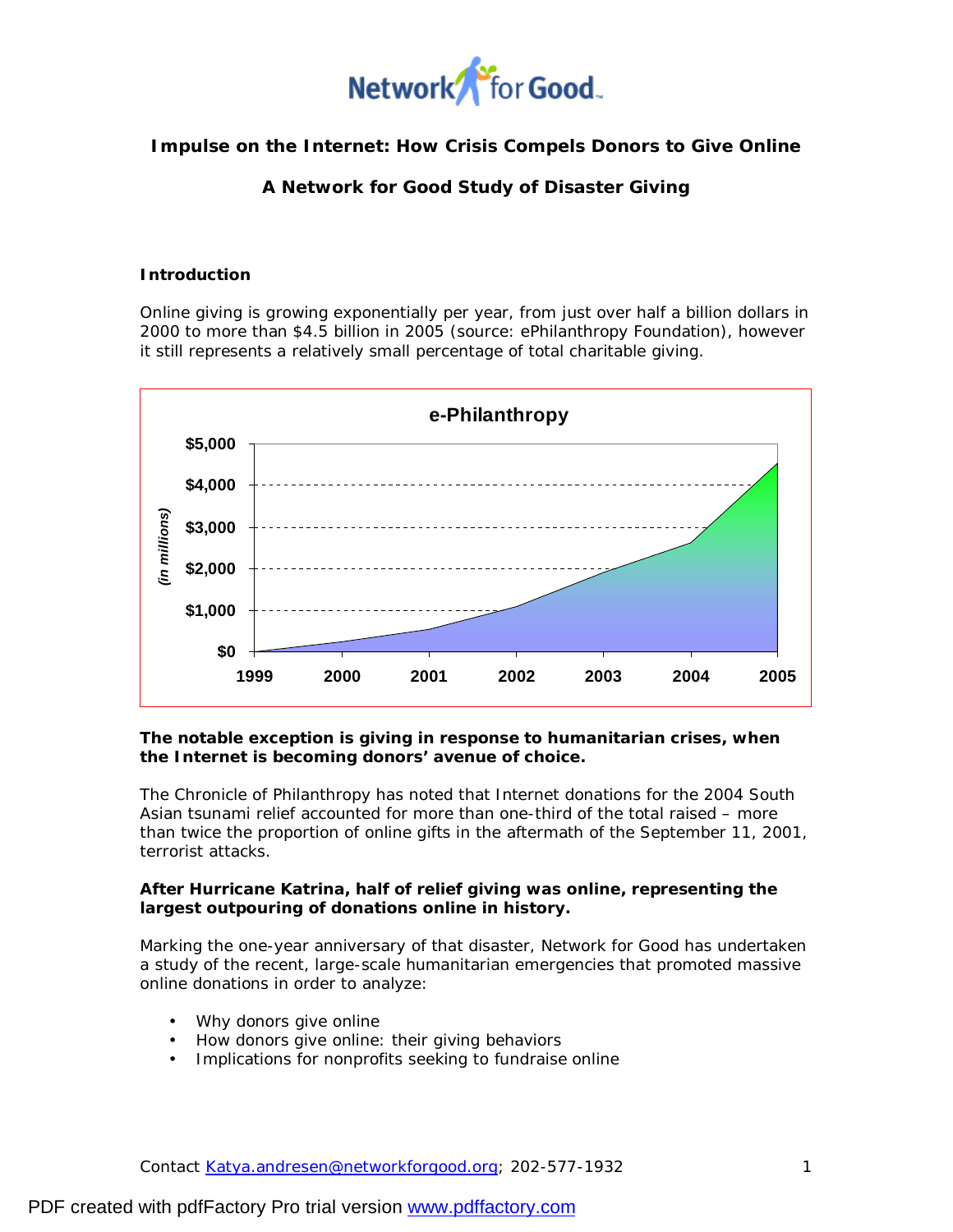# Impulse on the Internet: How Crisis Compels Donors to Give Online

## A Network for Good Study of Disaster Giving

### Introduction

Online giving is growing exponentially per year, from just over half a billion dollars in 2000 to more than $4.5 billion in 2005 (source: ePhilanthropy Foundation), however it still represents a relatively small percentage of total charitable giving.

**e-Philanthropy**

*(in millions)*

$5,000
$4,000
$3,000
$2,000
$1,000
$0

1999 2000 2001 2002 2003 2004 2005

**The notable exception is giving in response to humanitarian crises, when the Internet is becoming donors' avenue of choice.**

The Chronicle of Philanthropy has noted that Internet donations for the 2004 South Asian tsunami relief accounted for more than one-third of the total raised – more than twice the proportion of online gifts in the aftermath of the September 11, 2001, terrorist attacks.

**After Hurricane Katrina, half of relief giving was online, representing the largest outpouring of donations online in history.**

Marking the one-year anniversary of that disaster, Network for Good has undertaken a study of the recent, large-scale humanitarian emergencies that promoted massive online donations in order to analyze:

- Why donors give online
- How donors give online: their giving behaviors
- Implications for nonprofits seeking to fundraise online

Contact Katya.andresen@networkforgood.org; 202-577-1932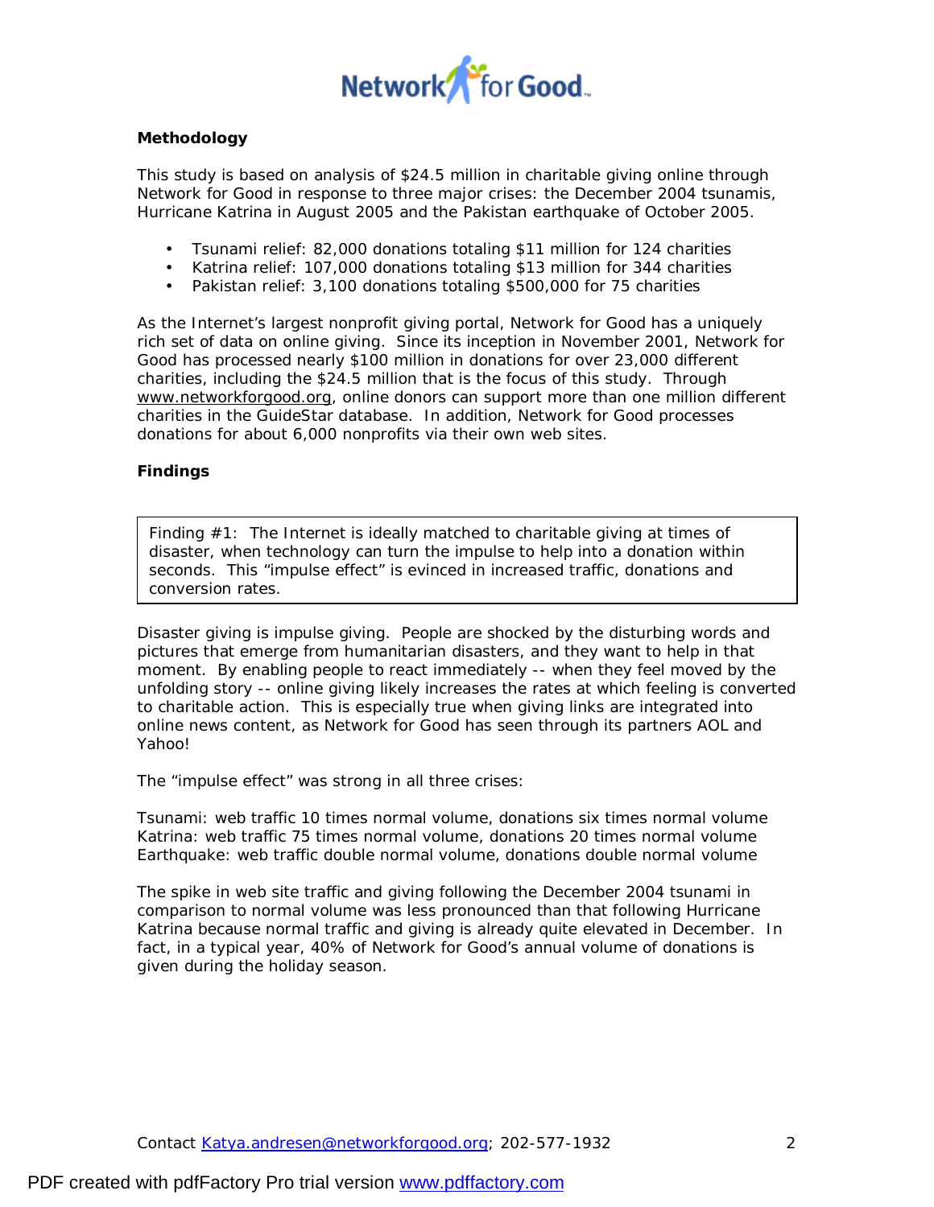## Methodology

This study is based on analysis of $24.5 million in charitable giving online through Network for Good in response to three major crises: the December 2004 tsunamis, Hurricane Katrina in August 2005 and the Pakistan earthquake of October 2005.

- Tsunami relief: 82,000 donations totaling $11 million for 124 charities
- Katrina relief: 107,000 donations totaling $13 million for 344 charities
- Pakistan relief: 3,100 donations totaling $500,000 for 75 charities

As the Internet's largest nonprofit giving portal, Network for Good has a uniquely rich set of data on online giving. Since its inception in November 2001, Network for Good has processed nearly $100 million in donations for over 23,000 different charities, including the $24.5 million that is the focus of this study. Through www.networkforgood.org, online donors can support more than one million different charities in the GuideStar database. In addition, Network for Good processes donations for about 6,000 nonprofits via their own web sites.

## Findings

> Finding #1: The Internet is ideally matched to charitable giving at times of disaster, when technology can turn the impulse to help into a donation within seconds. This "impulse effect" is evinced in increased traffic, donations and conversion rates.

Disaster giving is impulse giving. People are shocked by the disturbing words and pictures that emerge from humanitarian disasters, and they want to help in that moment. By enabling people to react immediately -- when they feel moved by the unfolding story -- online giving likely increases the rates at which feeling is converted to charitable action. This is especially true when giving links are integrated into online news content, as Network for Good has seen through its partners AOL and Yahoo!

The "impulse effect" was strong in all three crises:

Tsunami: web traffic 10 times normal volume, donations six times normal volume
Katrina: web traffic 75 times normal volume, donations 20 times normal volume
Earthquake: web traffic double normal volume, donations double normal volume

The spike in web site traffic and giving following the December 2004 tsunami in comparison to normal volume was less pronounced than that following Hurricane Katrina because normal traffic and giving is already quite elevated in December. In fact, in a typical year, 40% of Network for Good's annual volume of donations is given during the holiday season.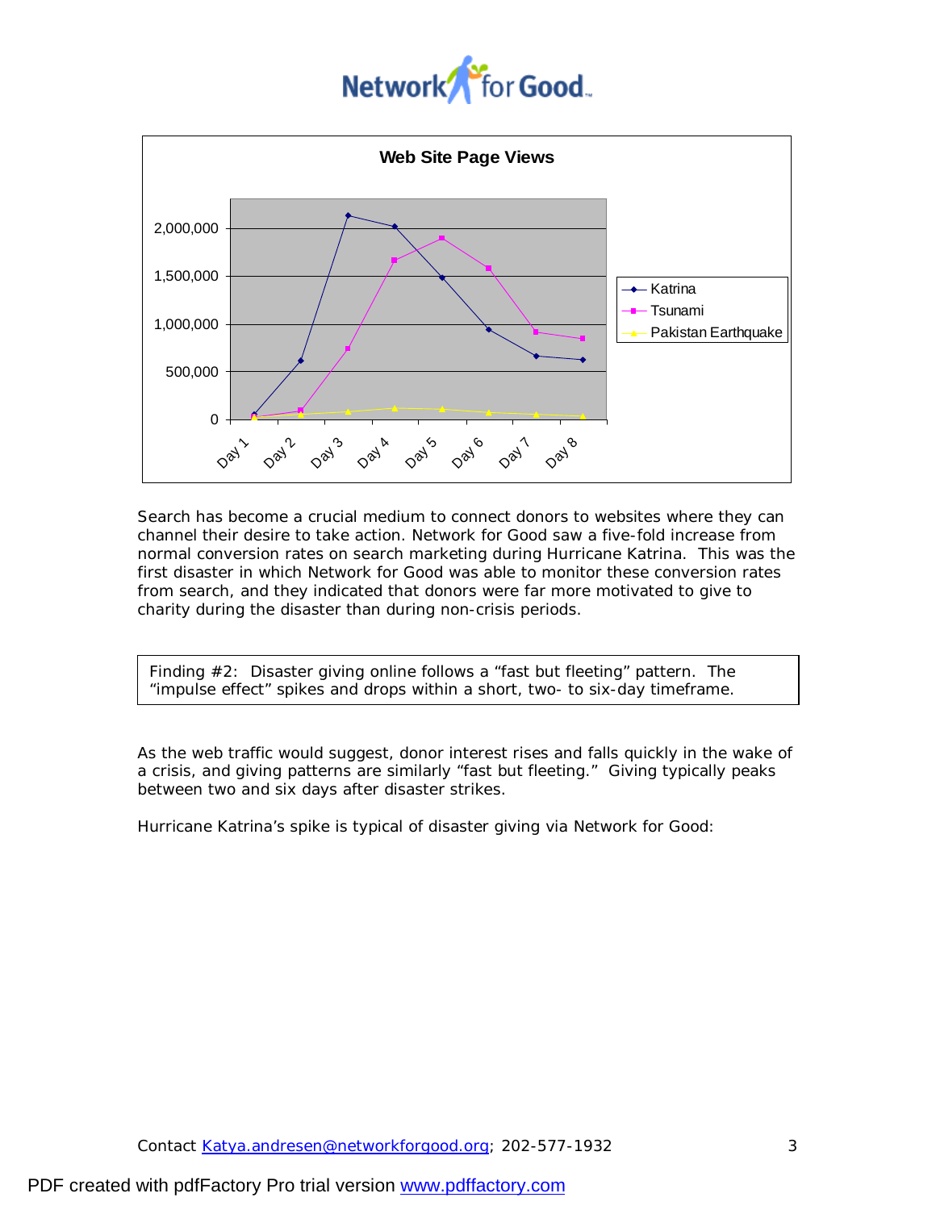**Web Site Page Views**

Search has become a crucial medium to connect donors to websites where they can channel their desire to take action. Network for Good saw a five-fold increase from normal conversion rates on search marketing during Hurricane Katrina. This was the first disaster in which Network for Good was able to monitor these conversion rates from search, and they indicated that donors were far more motivated to give to charity during the disaster than during non-crisis periods.

> Finding #2: Disaster giving online follows a "fast but fleeting" pattern. The "impulse effect" spikes and drops within a short, two- to six-day timeframe.

As the web traffic would suggest, donor interest rises and falls quickly in the wake of a crisis, and giving patterns are similarly "fast but fleeting." Giving typically peaks between two and six days after disaster strikes.

Hurricane Katrina's spike is typical of disaster giving via Network for Good:

Contact Katya.andresen@networkforgood.org; 202-577-1932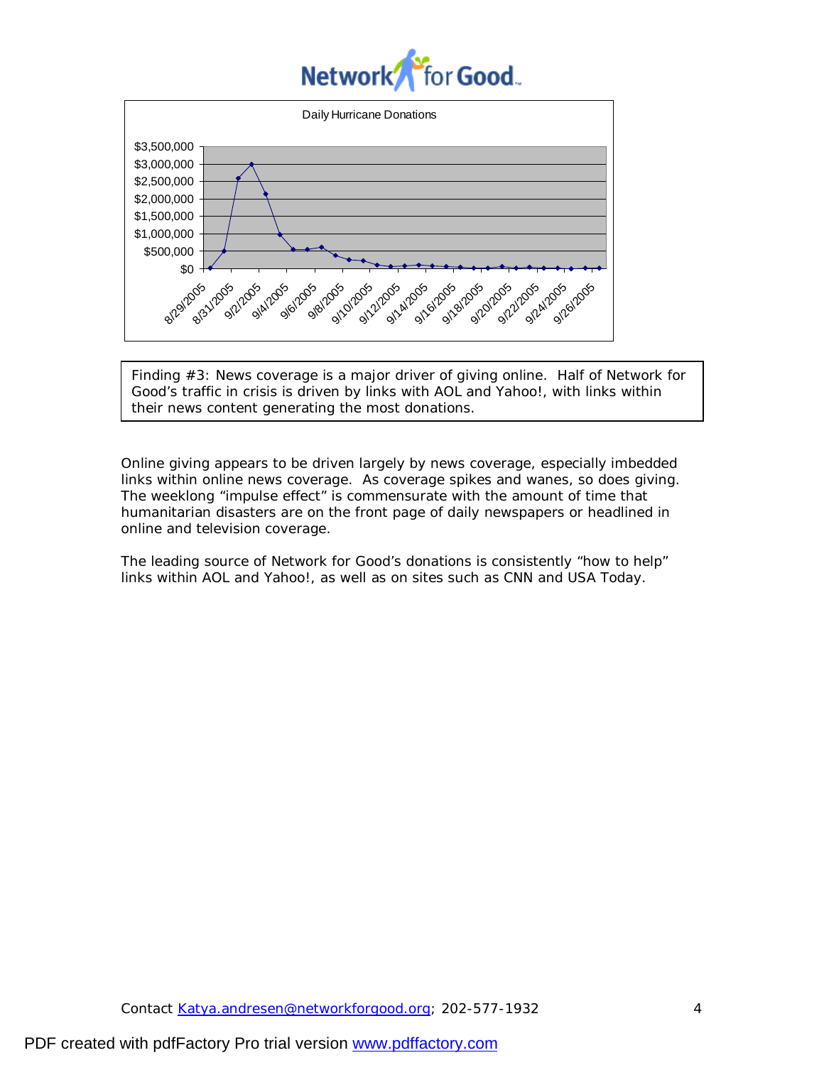Daily Hurricane Donations

Finding #3: News coverage is a major driver of giving online. Half of Network for Good's traffic in crisis is driven by links with AOL and Yahoo!, with links within their news content generating the most donations.

Online giving appears to be driven largely by news coverage, especially imbedded links within online news coverage. As coverage spikes and wanes, so does giving. The weeklong "impulse effect" is commensurate with the amount of time that humanitarian disasters are on the front page of daily newspapers or headlined in online and television coverage.

The leading source of Network for Good's donations is consistently "how to help" links within AOL and Yahoo!, as well as on sites such as CNN and USA Today.

Contact Katya.andresen@networkforgood.org; 202-577-1932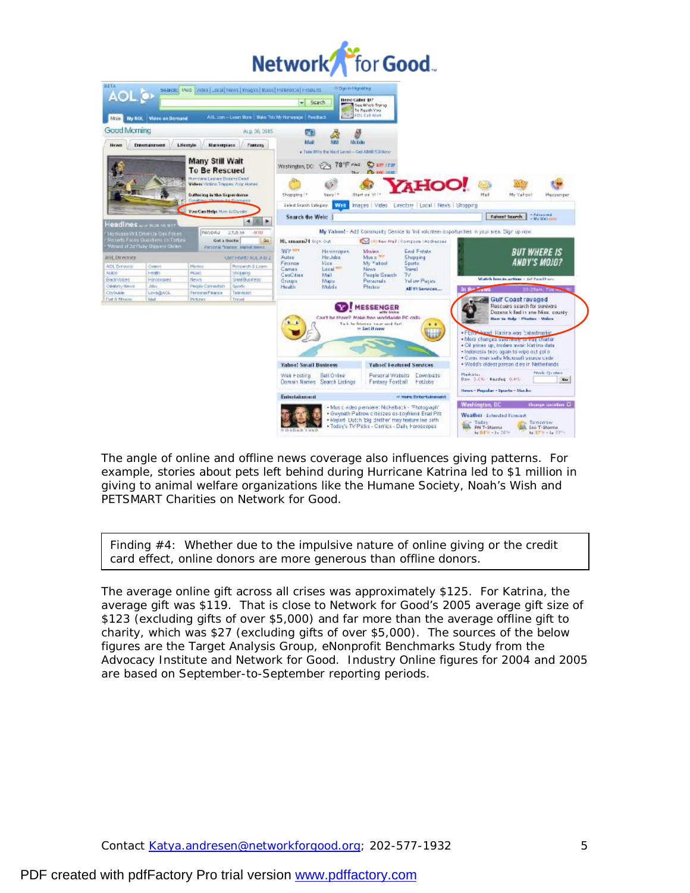The angle of online and offline news coverage also influences giving patterns. For example, stories about pets left behind during Hurricane Katrina led to $1 million in giving to animal welfare organizations like the Humane Society, Noah's Wish and PETSMART Charities on Network for Good.

> Finding #4: Whether due to the impulsive nature of online giving or the credit card effect, online donors are more generous than offline donors.

The average online gift across all crises was approximately $125. For Katrina, the average gift was $119. That is close to Network for Good's 2005 average gift size of $123 (excluding gifts of over $5,000) and far more than the average offline gift to charity, which was $27 (excluding gifts of over $5,000). The sources of the below figures are the Target Analysis Group, eNonprofit Benchmarks Study from the Advocacy Institute and Network for Good. Industry Online figures for 2004 and 2005 are based on September-to-September reporting periods.

Contact [Katya.andresen@networkforgood.org](mailto:Katya.andresen@networkforgood.org); 202-577-1932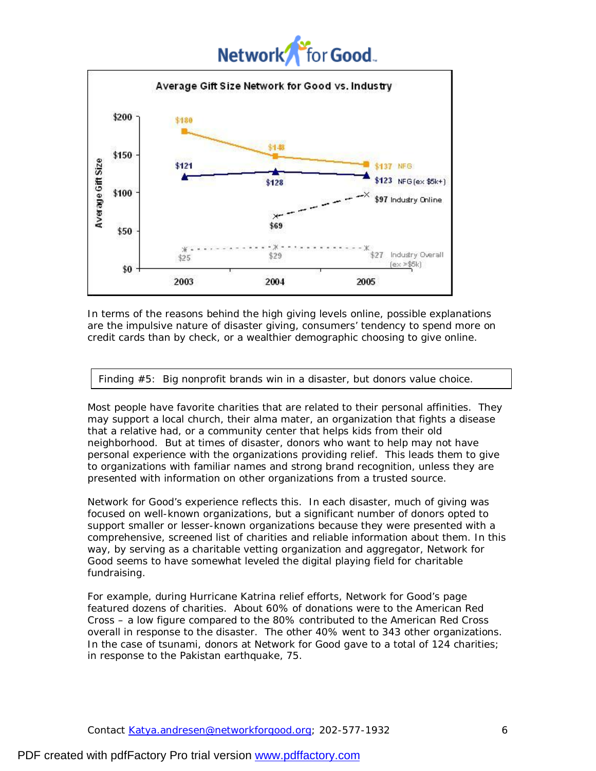**Average Gift Size Network for Good vs. Industry**

| | 2003 | 2004 | 2005 |
|---|---|---|---|
| NFG | $180 | $148 | $137 |
| NFG (ex $5k+) | $121 | $128 | $123 |
| Industry Online | | $69 | $97 |
| Industry Overall (ex >$5k) | $25 | $29 | $27 |

In terms of the reasons behind the high giving levels online, possible explanations are the impulsive nature of disaster giving, consumers' tendency to spend more on credit cards than by check, or a wealthier demographic choosing to give online.

**Finding #5: Big nonprofit brands win in a disaster, but donors value choice.**

Most people have favorite charities that are related to their personal affinities. They may support a local church, their alma mater, an organization that fights a disease that a relative had, or a community center that helps kids from their old neighborhood. But at times of disaster, donors who want to help may not have personal experience with the organizations providing relief. This leads them to give to organizations with familiar names and strong brand recognition, unless they are presented with information on other organizations from a trusted source.

Network for Good's experience reflects this. In each disaster, much of giving was focused on well-known organizations, but a significant number of donors opted to support smaller or lesser-known organizations because they were presented with a comprehensive, screened list of charities and reliable information about them. In this way, by serving as a charitable vetting organization and aggregator, Network for Good seems to have somewhat leveled the digital playing field for charitable fundraising.

For example, during Hurricane Katrina relief efforts, Network for Good's page featured dozens of charities. About 60% of donations were to the American Red Cross – a low figure compared to the 80% contributed to the American Red Cross overall in response to the disaster. The other 40% went to 343 other organizations. In the case of tsunami, donors at Network for Good gave to a total of 124 charities; in response to the Pakistan earthquake, 75.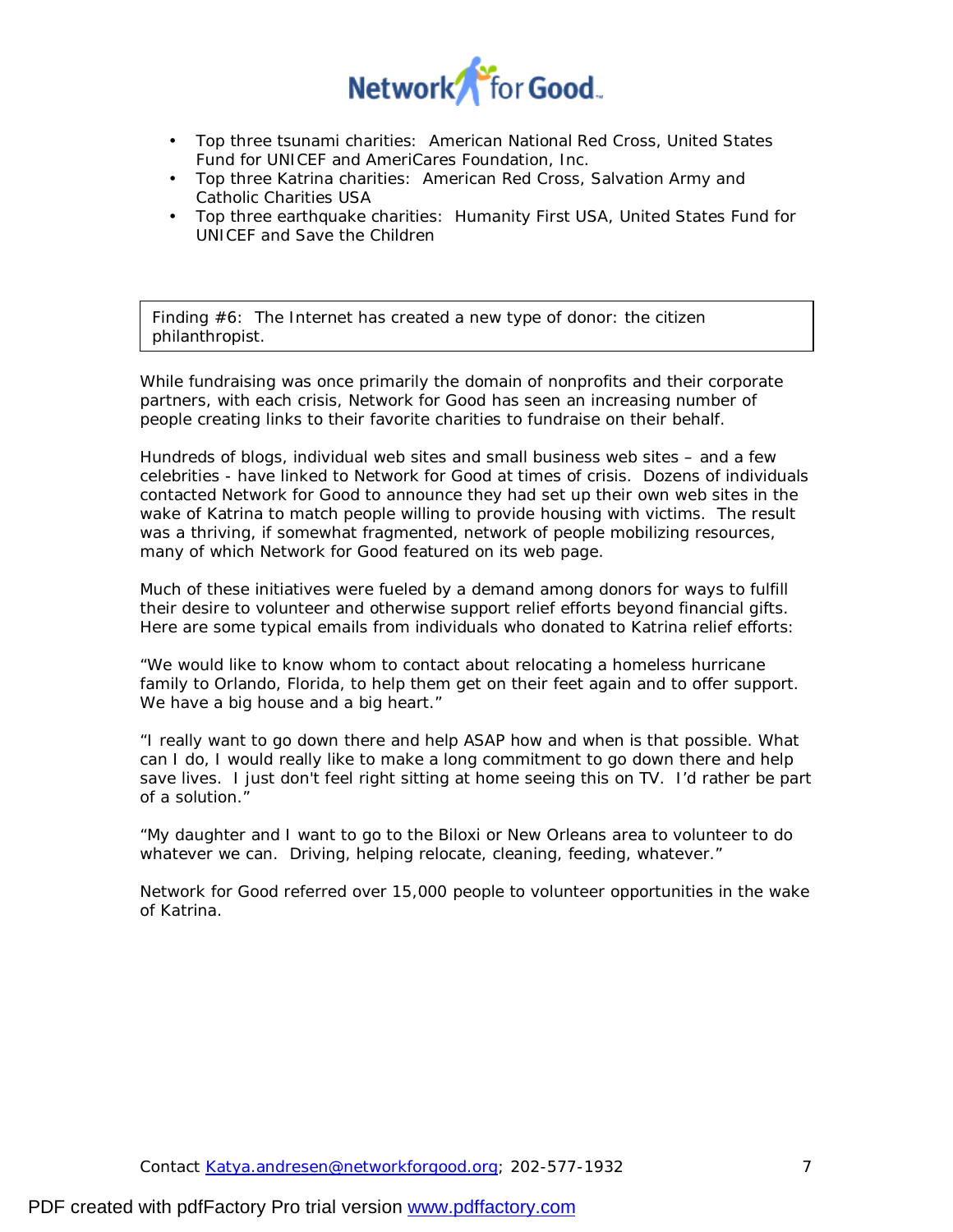- Top three tsunami charities: American National Red Cross, United States Fund for UNICEF and AmeriCares Foundation, Inc.
- Top three Katrina charities: American Red Cross, Salvation Army and Catholic Charities USA
- Top three earthquake charities: Humanity First USA, United States Fund for UNICEF and Save the Children

| Finding #6: The Internet has created a new type of donor: the citizen philanthropist. |
| --- |

While fundraising was once primarily the domain of nonprofits and their corporate partners, with each crisis, Network for Good has seen an increasing number of people creating links to their favorite charities to fundraise on their behalf.

Hundreds of blogs, individual web sites and small business web sites – and a few celebrities - have linked to Network for Good at times of crisis. Dozens of individuals contacted Network for Good to announce they had set up their own web sites in the wake of Katrina to match people willing to provide housing with victims. The result was a thriving, if somewhat fragmented, network of people mobilizing resources, many of which Network for Good featured on its web page.

Much of these initiatives were fueled by a demand among donors for ways to fulfill their desire to volunteer and otherwise support relief efforts beyond financial gifts. Here are some typical emails from individuals who donated to Katrina relief efforts:

"We would like to know whom to contact about relocating a homeless hurricane family to Orlando, Florida, to help them get on their feet again and to offer support. We have a big house and a big heart."

"I really want to go down there and help ASAP how and when is that possible. What can I do, I would really like to make a long commitment to go down there and help save lives. I just don't feel right sitting at home seeing this on TV. I'd rather be part of a solution."

"My daughter and I want to go to the Biloxi or New Orleans area to volunteer to do whatever we can. Driving, helping relocate, cleaning, feeding, whatever."

Network for Good referred over 15,000 people to volunteer opportunities in the wake of Katrina.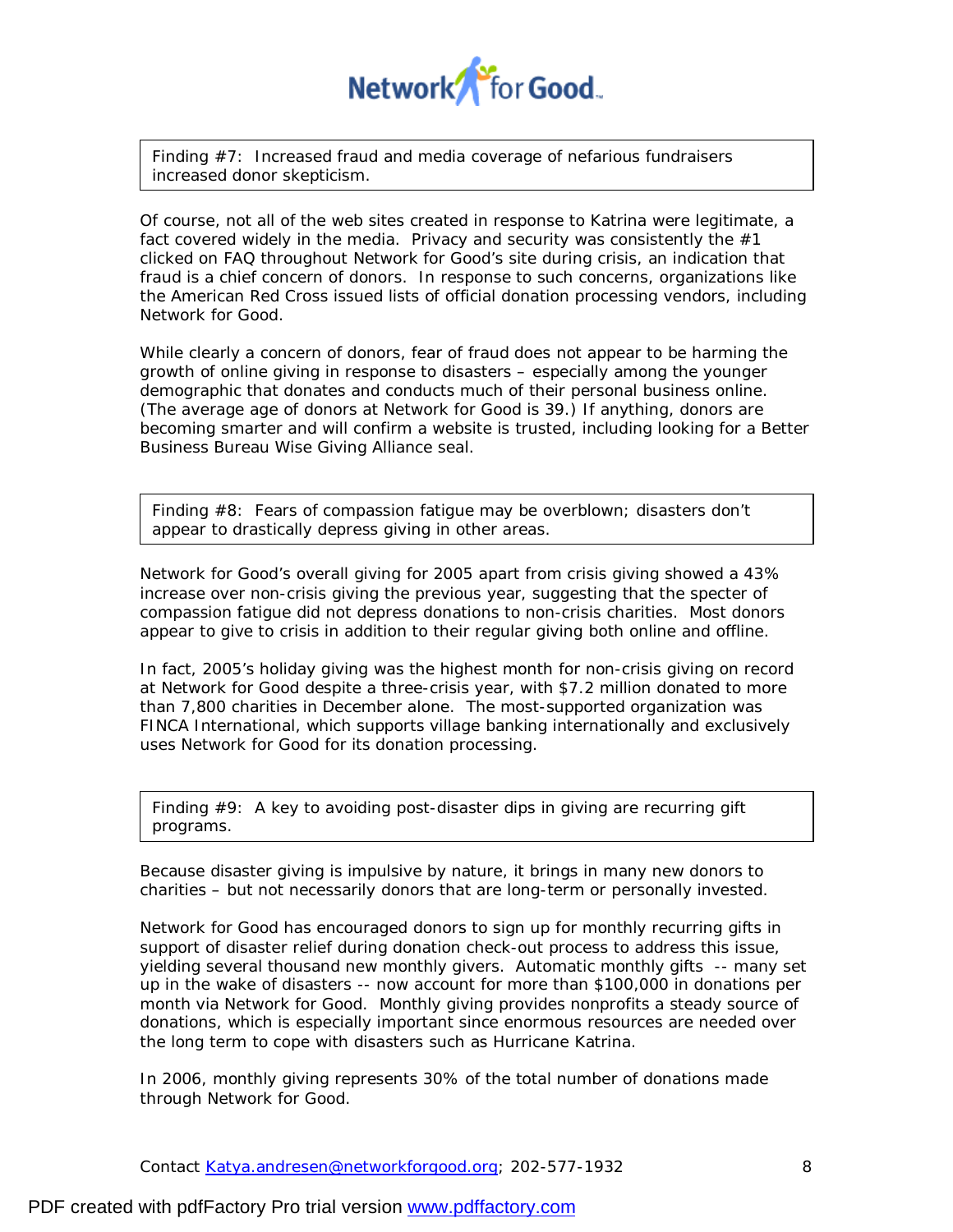Finding #7: Increased fraud and media coverage of nefarious fundraisers increased donor skepticism.

Of course, not all of the web sites created in response to Katrina were legitimate, a fact covered widely in the media. Privacy and security was consistently the #1 clicked on FAQ throughout Network for Good's site during crisis, an indication that fraud is a chief concern of donors. In response to such concerns, organizations like the American Red Cross issued lists of official donation processing vendors, including Network for Good.

While clearly a concern of donors, fear of fraud does not appear to be harming the growth of online giving in response to disasters – especially among the younger demographic that donates and conducts much of their personal business online. (The average age of donors at Network for Good is 39.) If anything, donors are becoming smarter and will confirm a website is trusted, including looking for a Better Business Bureau Wise Giving Alliance seal.

Finding #8: Fears of compassion fatigue may be overblown; disasters don't appear to drastically depress giving in other areas.

Network for Good's overall giving for 2005 apart from crisis giving showed a 43% increase over non-crisis giving the previous year, suggesting that the specter of compassion fatigue did not depress donations to non-crisis charities. Most donors appear to give to crisis in addition to their regular giving both online and offline.

In fact, 2005's holiday giving was the highest month for non-crisis giving on record at Network for Good despite a three-crisis year, with $7.2 million donated to more than 7,800 charities in December alone. The most-supported organization was FINCA International, which supports village banking internationally and exclusively uses Network for Good for its donation processing.

Finding #9: A key to avoiding post-disaster dips in giving are recurring gift programs.

Because disaster giving is impulsive by nature, it brings in many new donors to charities – but not necessarily donors that are long-term or personally invested.

Network for Good has encouraged donors to sign up for monthly recurring gifts in support of disaster relief during donation check-out process to address this issue, yielding several thousand new monthly givers. Automatic monthly gifts -- many set up in the wake of disasters -- now account for more than $100,000 in donations per month via Network for Good. Monthly giving provides nonprofits a steady source of donations, which is especially important since enormous resources are needed over the long term to cope with disasters such as Hurricane Katrina.

In 2006, monthly giving represents 30% of the total number of donations made through Network for Good.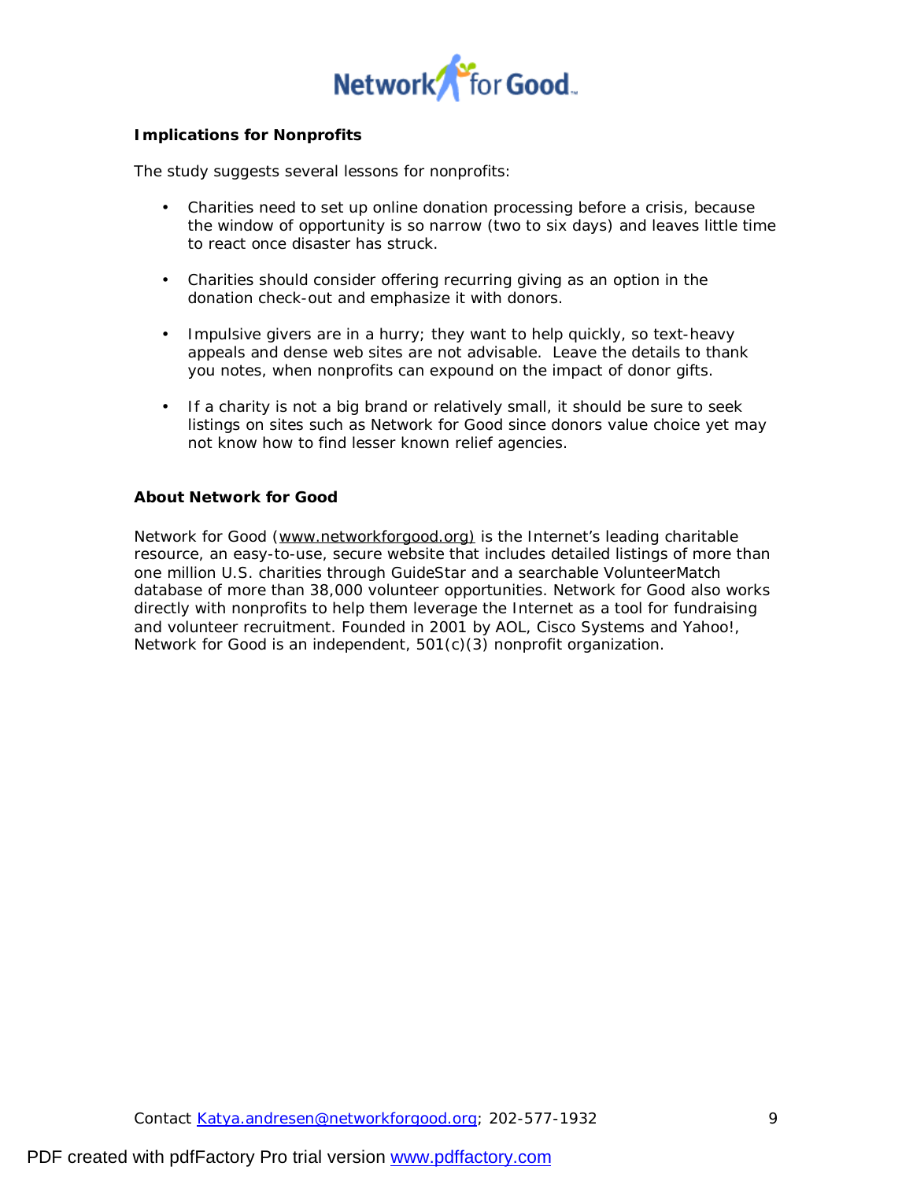**Implications for Nonprofits**

The study suggests several lessons for nonprofits:

- Charities need to set up online donation processing before a crisis, because the window of opportunity is so narrow (two to six days) and leaves little time to react once disaster has struck.

- Charities should consider offering recurring giving as an option in the donation check-out and emphasize it with donors.

- Impulsive givers are in a hurry; they want to help quickly, so text-heavy appeals and dense web sites are not advisable. Leave the details to thank you notes, when nonprofits can expound on the impact of donor gifts.

- If a charity is not a big brand or relatively small, it should be sure to seek listings on sites such as Network for Good since donors value choice yet may not know how to find lesser known relief agencies.

**About Network for Good**

Network for Good (www.networkforgood.org) is the Internet's leading charitable resource, an easy-to-use, secure website that includes detailed listings of more than one million U.S. charities through GuideStar and a searchable VolunteerMatch database of more than 38,000 volunteer opportunities. Network for Good also works directly with nonprofits to help them leverage the Internet as a tool for fundraising and volunteer recruitment. Founded in 2001 by AOL, Cisco Systems and Yahoo!, Network for Good is an independent, 501(c)(3) nonprofit organization.

Contact Katya.andresen@networkforgood.org; 202-577-1932